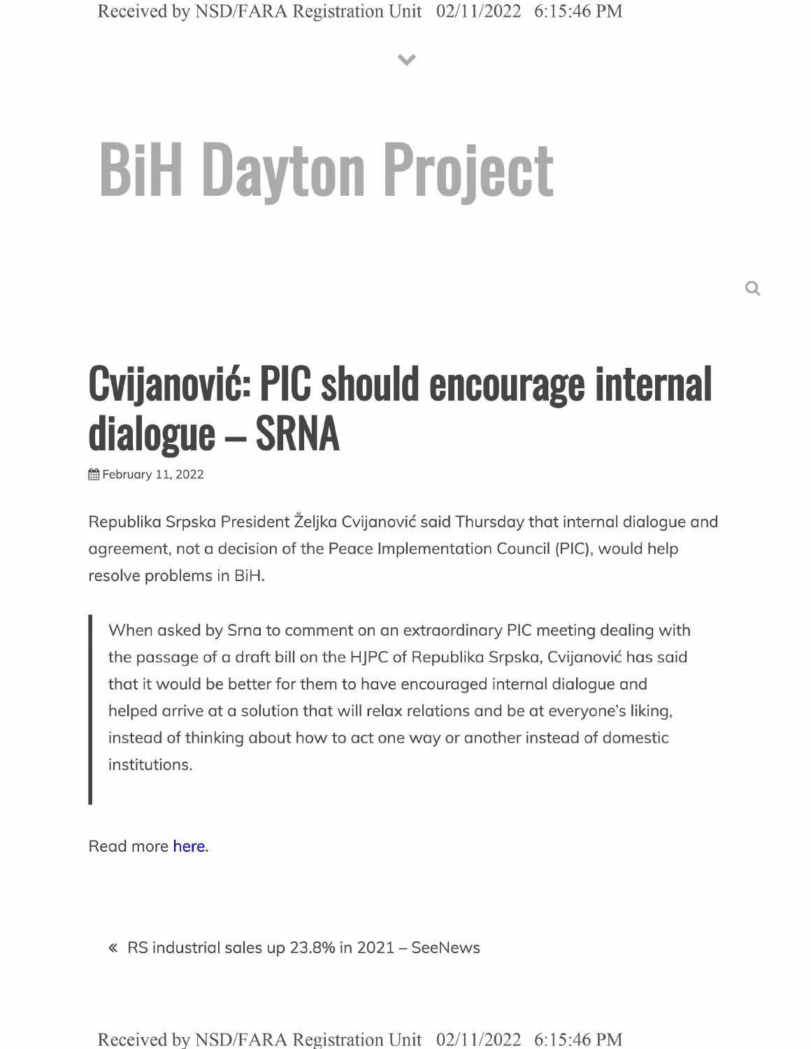# BiH Dayton Project

## Cvijanović: PIC should encourage internal dialogue – SRNA

February 11, 2022

Republika Srpska President Željka Cvijanović said Thursday that internal dialogue and agreement, not a decision of the Peace Implementation Council (PIC), would help resolve problems in BiH.

> When asked by Srna to comment on an extraordinary PIC meeting dealing with the passage of a draft bill on the HJPC of Republika Srpska, Cvijanović has said that it would be better for them to have encouraged internal dialogue and helped arrive at a solution that will relax relations and be at everyone's liking, instead of thinking about how to act one way or another instead of domestic institutions.

Read more here.

« RS industrial sales up 23.8% in 2021 – SeeNews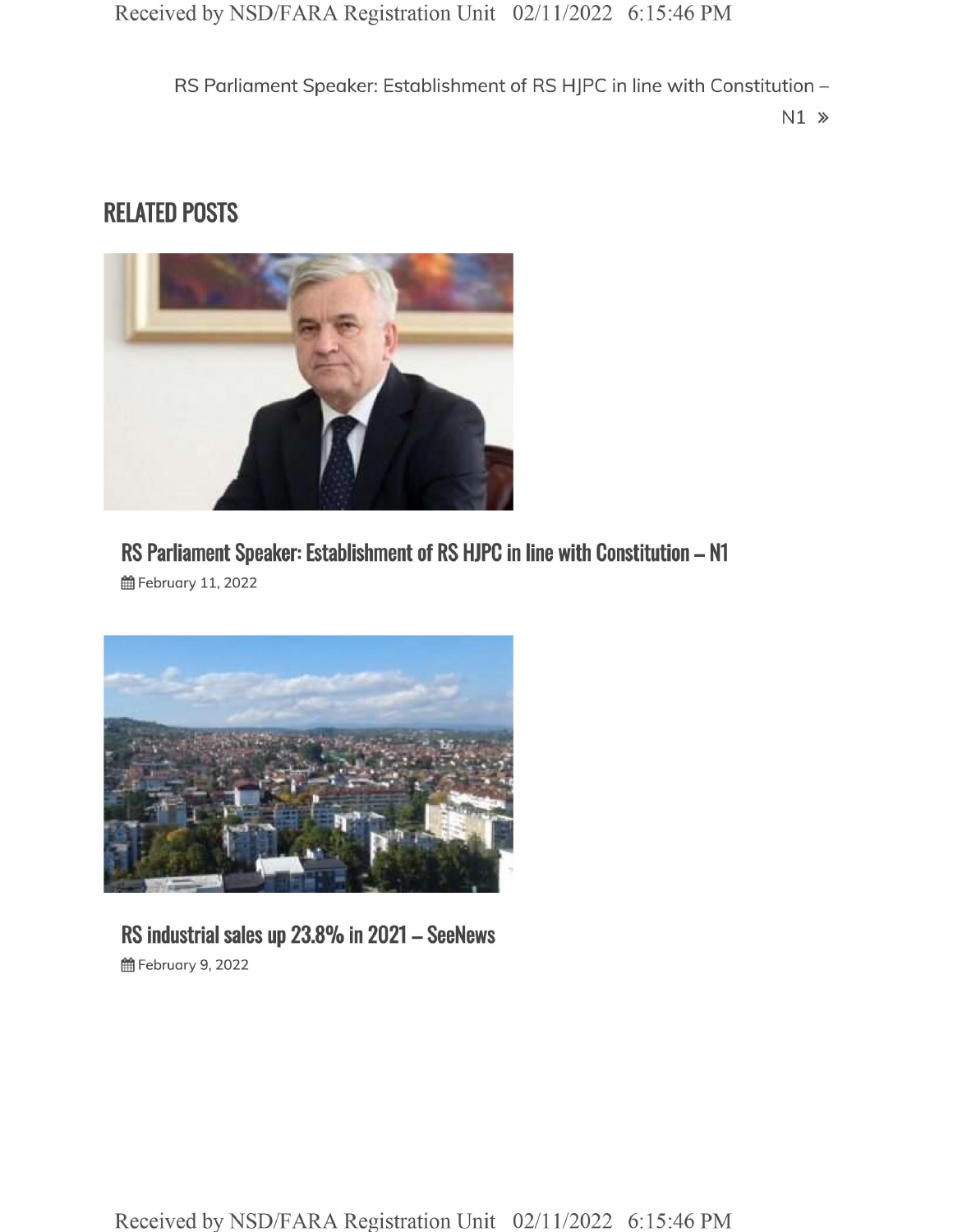RS Parliament Speaker: Establishment of RS HJPC in line with Constitution – N1 »

## RELATED POSTS

### RS Parliament Speaker: Establishment of RS HJPC in line with Constitution – N1

February 11, 2022

### RS industrial sales up 23.8% in 2021 – SeeNews

February 9, 2022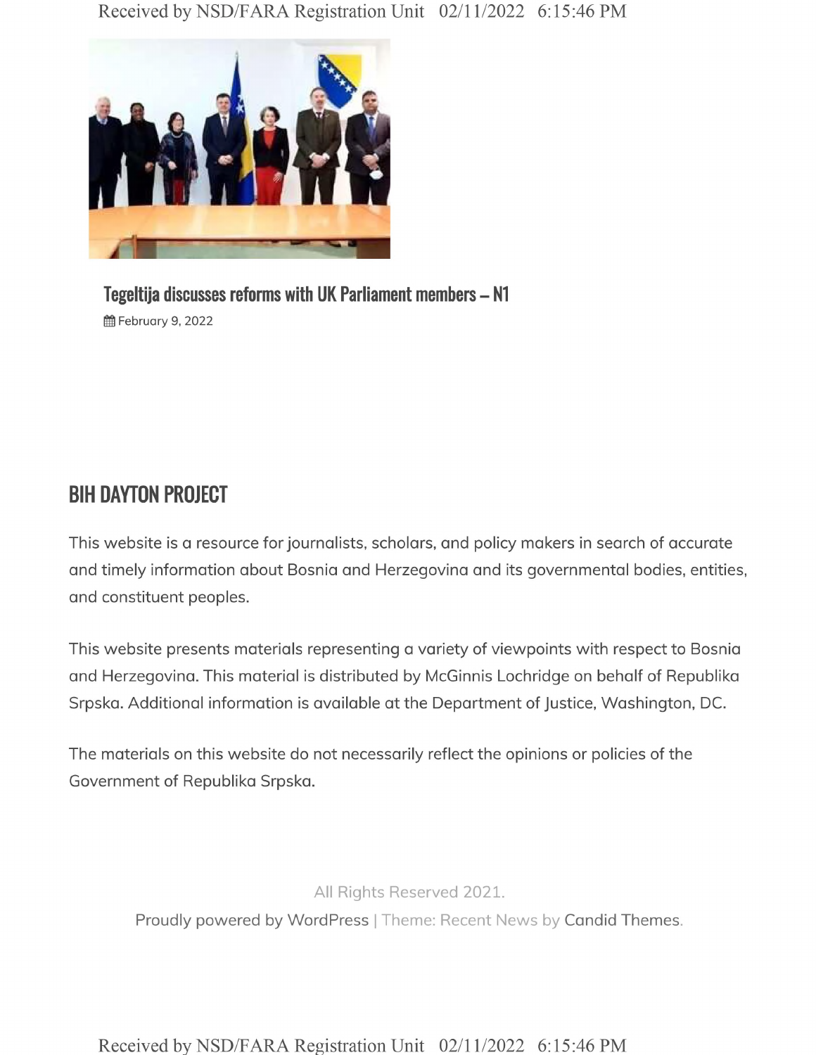### Tegeltija discusses reforms with UK Parliament members – N1

February 9, 2022

## BIH DAYTON PROJECT

This website is a resource for journalists, scholars, and policy makers in search of accurate and timely information about Bosnia and Herzegovina and its governmental bodies, entities, and constituent peoples.

This website presents materials representing a variety of viewpoints with respect to Bosnia and Herzegovina. This material is distributed by McGinnis Lochridge on behalf of Republika Srpska. Additional information is available at the Department of Justice, Washington, DC.

The materials on this website do not necessarily reflect the opinions or policies of the Government of Republika Srpska.

All Rights Reserved 2021.

Proudly powered by WordPress | Theme: Recent News by Candid Themes.